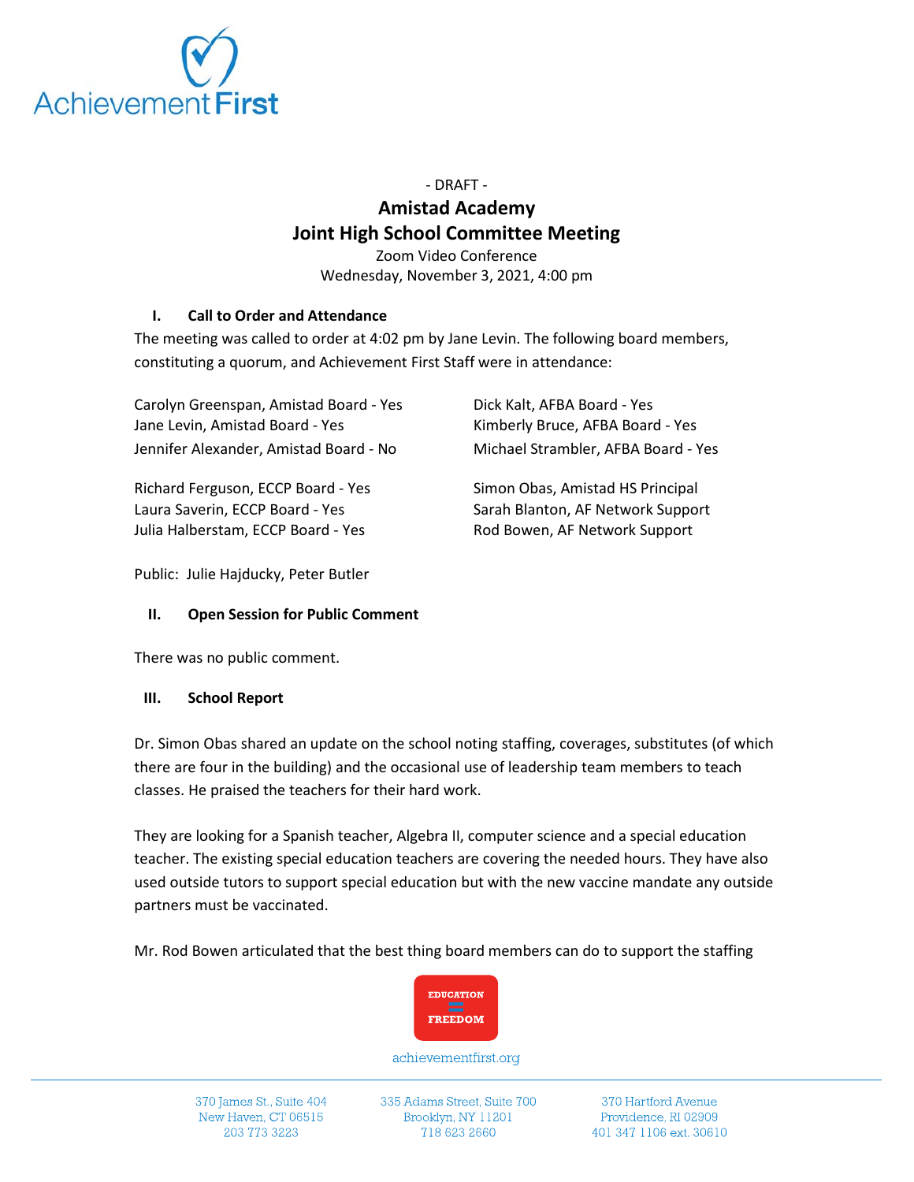- DRAFT -

# Amistad Academy
# Joint High School Committee Meeting

Zoom Video Conference
Wednesday, November 3, 2021, 4:00 pm

## I. Call to Order and Attendance

The meeting was called to order at 4:02 pm by Jane Levin. The following board members, constituting a quorum, and Achievement First Staff were in attendance:

Carolyn Greenspan, Amistad Board - Yes
Jane Levin, Amistad Board - Yes
Jennifer Alexander, Amistad Board - No

Dick Kalt, AFBA Board - Yes
Kimberly Bruce, AFBA Board - Yes
Michael Strambler, AFBA Board - Yes

Richard Ferguson, ECCP Board - Yes
Laura Saverin, ECCP Board - Yes
Julia Halberstam, ECCP Board - Yes

Simon Obas, Amistad HS Principal
Sarah Blanton, AF Network Support
Rod Bowen, AF Network Support

Public: Julie Hajducky, Peter Butler

## II. Open Session for Public Comment

There was no public comment.

## III. School Report

Dr. Simon Obas shared an update on the school noting staffing, coverages, substitutes (of which there are four in the building) and the occasional use of leadership team members to teach classes. He praised the teachers for their hard work.

They are looking for a Spanish teacher, Algebra II, computer science and a special education teacher. The existing special education teachers are covering the needed hours. They have also used outside tutors to support special education but with the new vaccine mandate any outside partners must be vaccinated.

Mr. Rod Bowen articulated that the best thing board members can do to support the staffing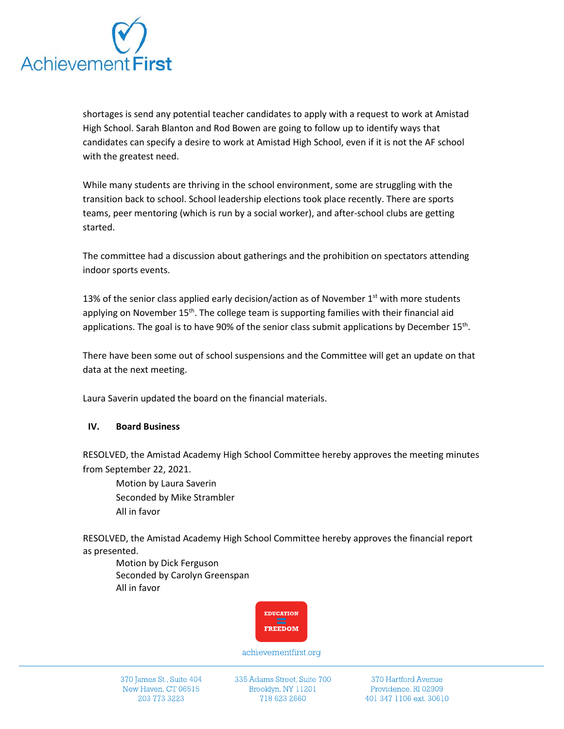shortages is send any potential teacher candidates to apply with a request to work at Amistad High School. Sarah Blanton and Rod Bowen are going to follow up to identify ways that candidates can specify a desire to work at Amistad High School, even if it is not the AF school with the greatest need.

While many students are thriving in the school environment, some are struggling with the transition back to school. School leadership elections took place recently. There are sports teams, peer mentoring (which is run by a social worker), and after-school clubs are getting started.

The committee had a discussion about gatherings and the prohibition on spectators attending indoor sports events.

13% of the senior class applied early decision/action as of November 1st with more students applying on November 15th. The college team is supporting families with their financial aid applications. The goal is to have 90% of the senior class submit applications by December 15th.

There have been some out of school suspensions and the Committee will get an update on that data at the next meeting.

Laura Saverin updated the board on the financial materials.

## IV. Board Business

RESOLVED, the Amistad Academy High School Committee hereby approves the meeting minutes from September 22, 2021.

Motion by Laura Saverin
Seconded by Mike Strambler
All in favor

RESOLVED, the Amistad Academy High School Committee hereby approves the financial report as presented.

Motion by Dick Ferguson
Seconded by Carolyn Greenspan
All in favor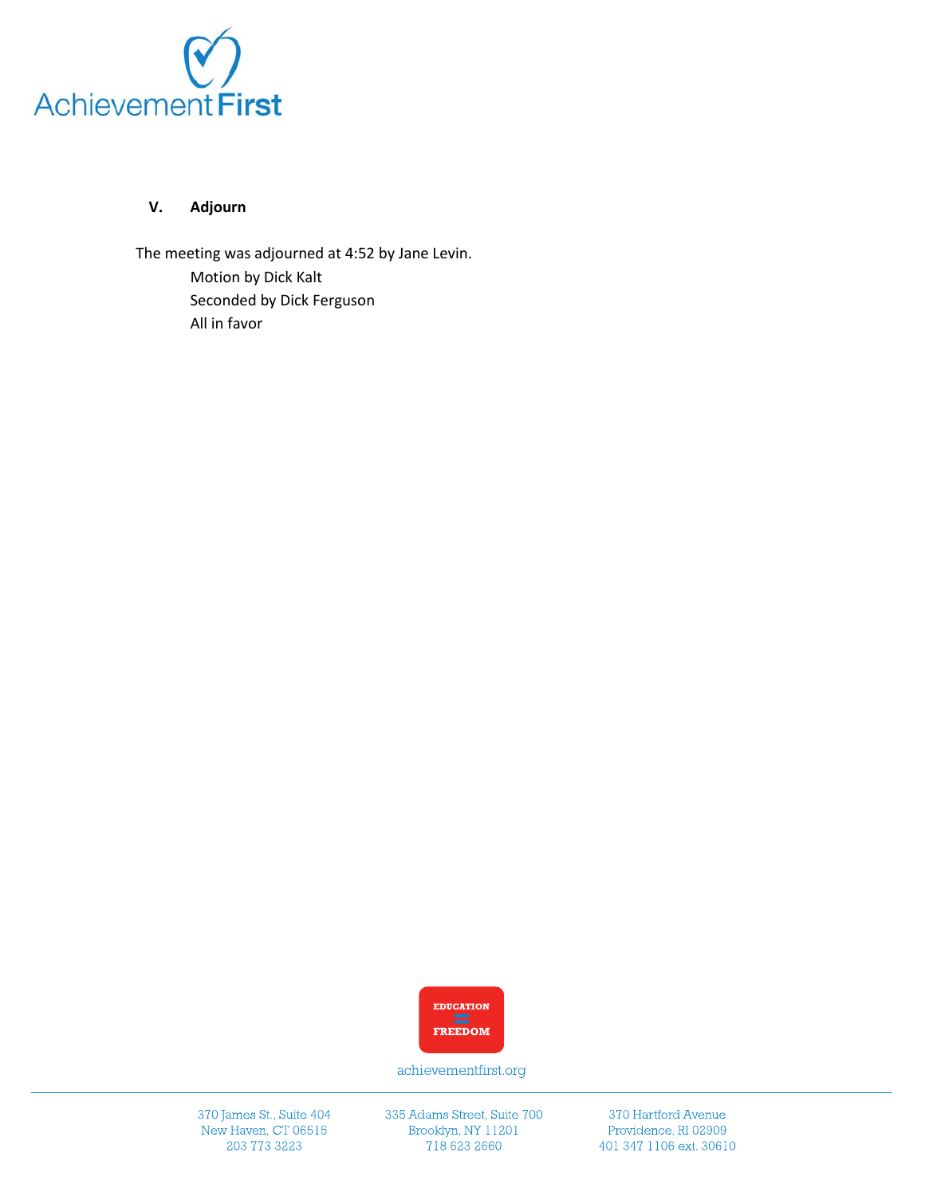### V. Adjourn

The meeting was adjourned at 4:52 by Jane Levin.

Motion by Dick Kalt
Seconded by Dick Ferguson
All in favor